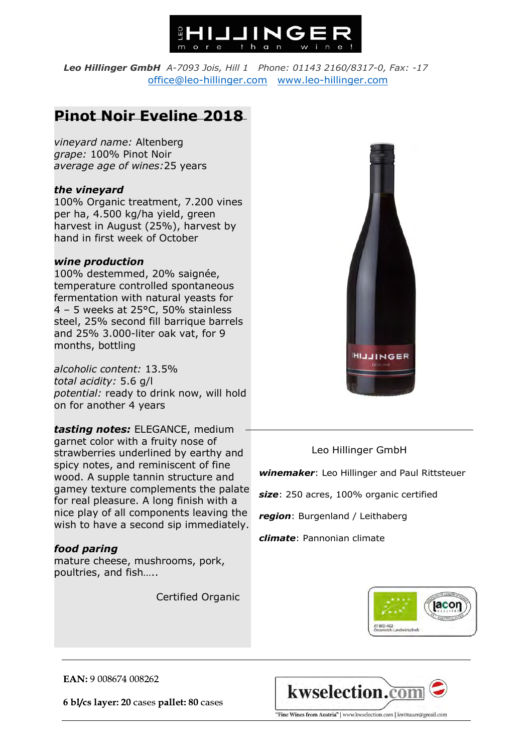**HILLINGER**
more than wine!

***Leo Hillinger GmbH*** *A-7093 Jois, Hill 1 Phone: 01143 2160/8317-0, Fax: -17*
office@leo-hillinger.com www.leo-hillinger.com

# Pinot Noir Eveline 2018

*vineyard name:* Altenberg
*grape:* 100% Pinot Noir
*average age of wines:* 25 years

***the vineyard***
100% Organic treatment, 7.200 vines per ha, 4.500 kg/ha yield, green harvest in August (25%), harvest by hand in first week of October

***wine production***
100% destemmed, 20% saignée, temperature controlled spontaneous fermentation with natural yeasts for 4 – 5 weeks at 25°C, 50% stainless steel, 25% second fill barrique barrels and 25% 3.000-liter oak vat, for 9 months, bottling

*alcoholic content:* 13.5%
*total acidity:* 5.6 g/l
*potential:* ready to drink now, will hold on for another 4 years

***tasting notes:*** ELEGANCE, medium garnet color with a fruity nose of strawberries underlined by earthy and spicy notes, and reminiscent of fine wood. A supple tannin structure and gamey texture complements the palate for real pleasure. A long finish with a nice play of all components leaving the wish to have a second sip immediately.

***food paring***
mature cheese, mushrooms, pork, poultries, and fish…..

Certified Organic

Leo Hillinger GmbH

***winemaker***: Leo Hillinger and Paul Rittsteuer

***size***: 250 acres, 100% organic certified

***region***: Burgenland / Leithaberg

***climate***: Pannonian climate

AT-BIO-402
Österreich-Landwirtschaft

**EAN:** 9 008674 008262

**6 bl/cs layer: 20** cases **pallet: 80** cases

kwselection.com
"Fine Wines from Austria" | www.kwselection.com | kwittauer@gmail.com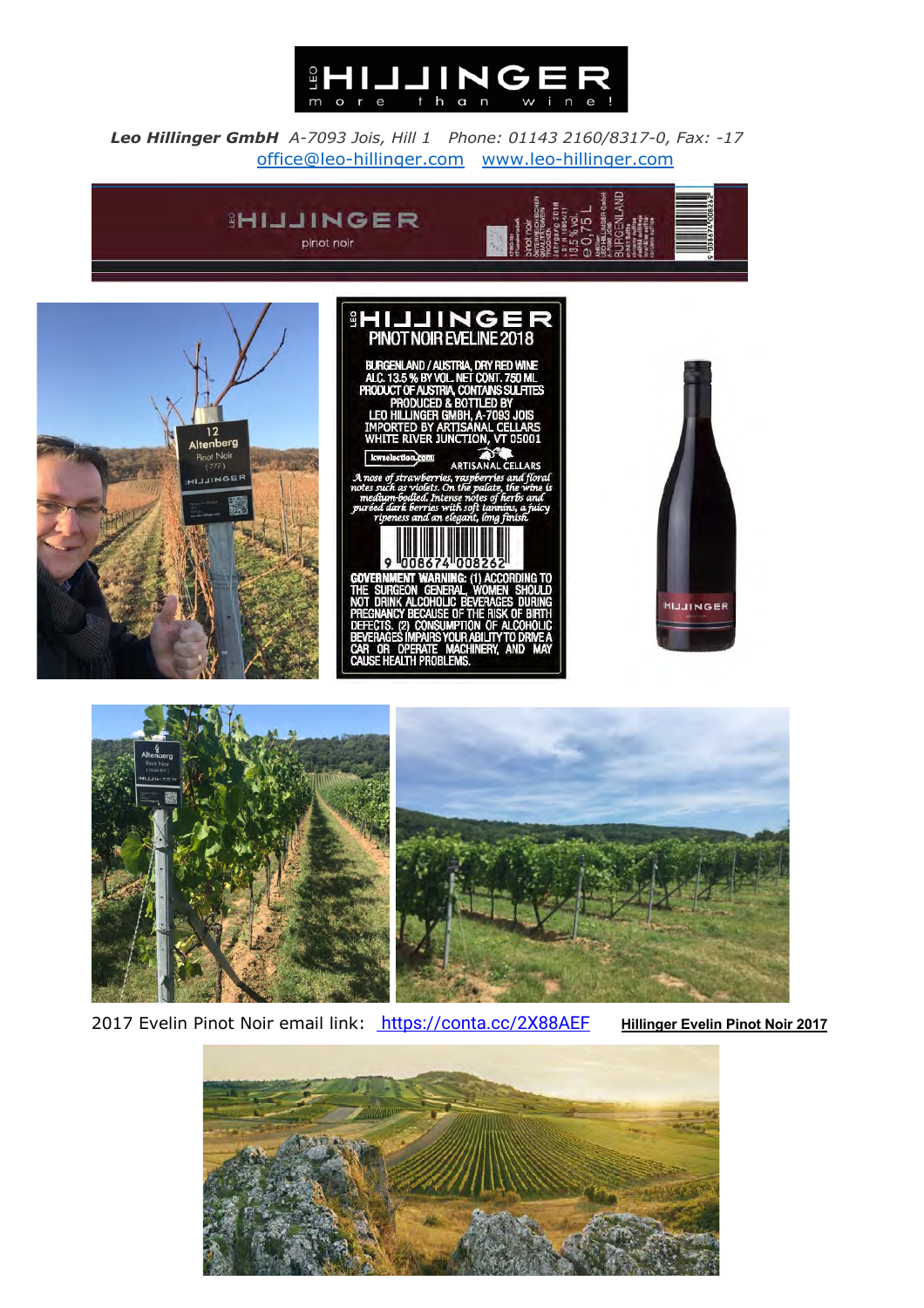**Leo Hillinger GmbH** *A-7093 Jois, Hill 1 Phone: 01143 2160/8317-0, Fax: -17*
office@leo-hillinger.com www.leo-hillinger.com

2017 Evelin Pinot Noir email link: https://conta.cc/2X88AEF **Hillinger Evelin Pinot Noir 2017**